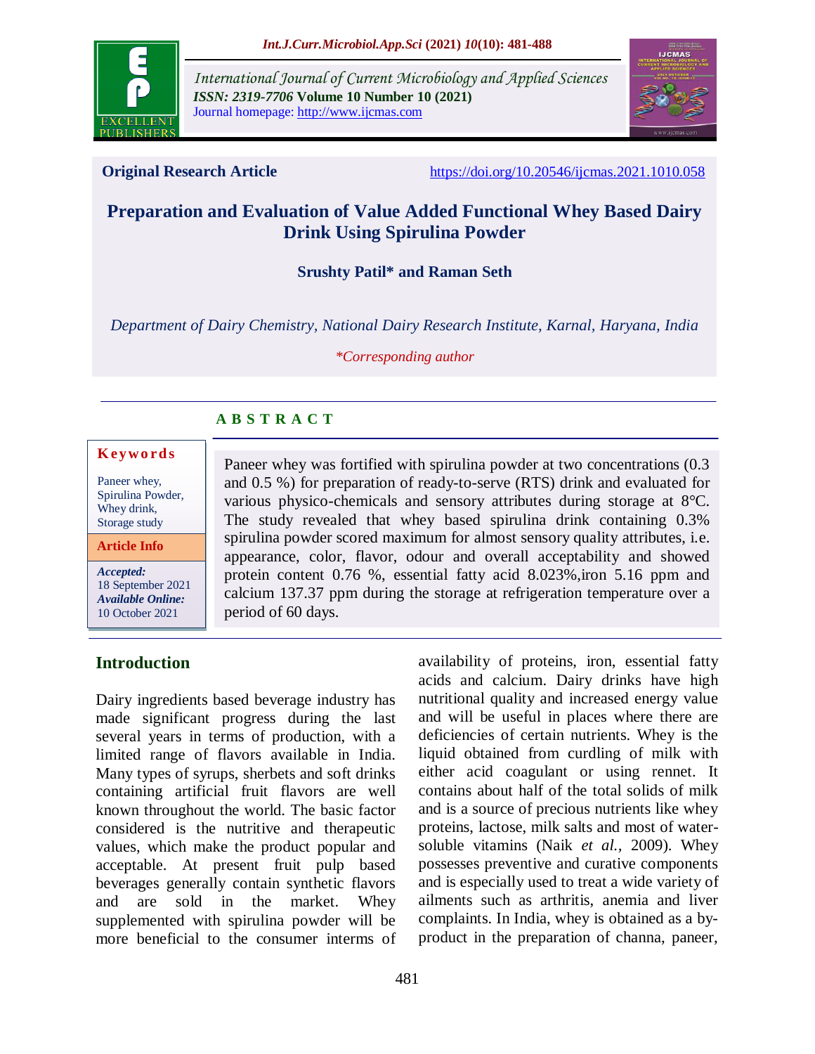Original Research Article

https://doi.org/10.20546/ijcmas.2021.1010.058

# Preparation and Evaluation of Value Added Functional Whey Based Dairy Drink Using Spirulina Powder

**Srushty Patil* and Raman Seth**

*Department of Dairy Chemistry, National Dairy Research Institute, Karnal, Haryana, India*

**Corresponding author*

## ABSTRACT

**Keywords**

Paneer whey, Spirulina Powder, Whey drink, Storage study

**Article Info**

***Accepted:*** 18 September 2021
***Available Online:*** 10 October 2021

Paneer whey was fortified with spirulina powder at two concentrations (0.3 and 0.5 %) for preparation of ready-to-serve (RTS) drink and evaluated for various physico-chemicals and sensory attributes during storage at 8°C. The study revealed that whey based spirulina drink containing 0.3% spirulina powder scored maximum for almost sensory quality attributes, i.e. appearance, color, flavor, odour and overall acceptability and showed protein content 0.76 %, essential fatty acid 8.023%,iron 5.16 ppm and calcium 137.37 ppm during the storage at refrigeration temperature over a period of 60 days.

## Introduction

Dairy ingredients based beverage industry has made significant progress during the last several years in terms of production, with a limited range of flavors available in India. Many types of syrups, sherbets and soft drinks containing artificial fruit flavors are well known throughout the world. The basic factor considered is the nutritive and therapeutic values, which make the product popular and acceptable. At present fruit pulp based beverages generally contain synthetic flavors and are sold in the market. Whey supplemented with spirulina powder will be more beneficial to the consumer interms of availability of proteins, iron, essential fatty acids and calcium. Dairy drinks have high nutritional quality and increased energy value and will be useful in places where there are deficiencies of certain nutrients. Whey is the liquid obtained from curdling of milk with either acid coagulant or using rennet. It contains about half of the total solids of milk and is a source of precious nutrients like whey proteins, lactose, milk salts and most of water-soluble vitamins (Naik *et al.,* 2009). Whey possesses preventive and curative components and is especially used to treat a wide variety of ailments such as arthritis, anemia and liver complaints. In India, whey is obtained as a by-product in the preparation of channa, paneer,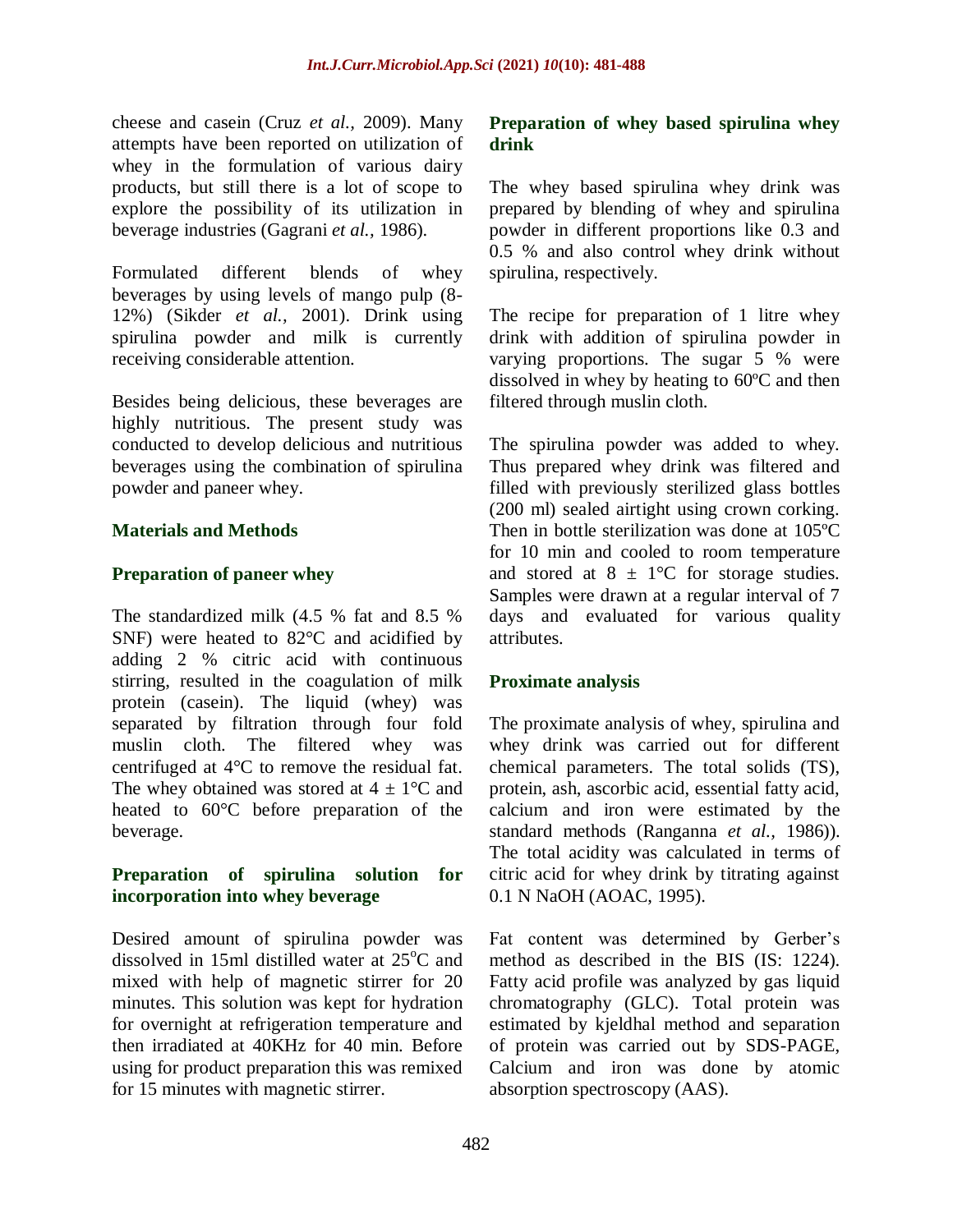cheese and casein (Cruz *et al.,* 2009). Many attempts have been reported on utilization of whey in the formulation of various dairy products, but still there is a lot of scope to explore the possibility of its utilization in beverage industries (Gagrani *et al.,* 1986).

Formulated different blends of whey beverages by using levels of mango pulp (8-12%) (Sikder *et al.,* 2001). Drink using spirulina powder and milk is currently receiving considerable attention.

Besides being delicious, these beverages are highly nutritious. The present study was conducted to develop delicious and nutritious beverages using the combination of spirulina powder and paneer whey.

## Materials and Methods

### Preparation of paneer whey

The standardized milk (4.5 % fat and 8.5 % SNF) were heated to 82°C and acidified by adding 2 % citric acid with continuous stirring, resulted in the coagulation of milk protein (casein). The liquid (whey) was separated by filtration through four fold muslin cloth. The filtered whey was centrifuged at 4°C to remove the residual fat. The whey obtained was stored at 4 ± 1°C and heated to 60°C before preparation of the beverage.

### Preparation of spirulina solution for incorporation into whey beverage

Desired amount of spirulina powder was dissolved in 15ml distilled water at 25$^{o}$C and mixed with help of magnetic stirrer for 20 minutes. This solution was kept for hydration for overnight at refrigeration temperature and then irradiated at 40KHz for 40 min. Before using for product preparation this was remixed for 15 minutes with magnetic stirrer.

### Preparation of whey based spirulina whey drink

The whey based spirulina whey drink was prepared by blending of whey and spirulina powder in different proportions like 0.3 and 0.5 % and also control whey drink without spirulina, respectively.

The recipe for preparation of 1 litre whey drink with addition of spirulina powder in varying proportions. The sugar 5 % were dissolved in whey by heating to 60ºC and then filtered through muslin cloth.

The spirulina powder was added to whey. Thus prepared whey drink was filtered and filled with previously sterilized glass bottles (200 ml) sealed airtight using crown corking. Then in bottle sterilization was done at 105ºC for 10 min and cooled to room temperature and stored at 8 ± 1°C for storage studies. Samples were drawn at a regular interval of 7 days and evaluated for various quality attributes.

### Proximate analysis

The proximate analysis of whey, spirulina and whey drink was carried out for different chemical parameters. The total solids (TS), protein, ash, ascorbic acid, essential fatty acid, calcium and iron were estimated by the standard methods (Ranganna *et al.,* 1986)). The total acidity was calculated in terms of citric acid for whey drink by titrating against 0.1 N NaOH (AOAC, 1995).

Fat content was determined by Gerber's method as described in the BIS (IS: 1224). Fatty acid profile was analyzed by gas liquid chromatography (GLC). Total protein was estimated by kjeldhal method and separation of protein was carried out by SDS-PAGE, Calcium and iron was done by atomic absorption spectroscopy (AAS).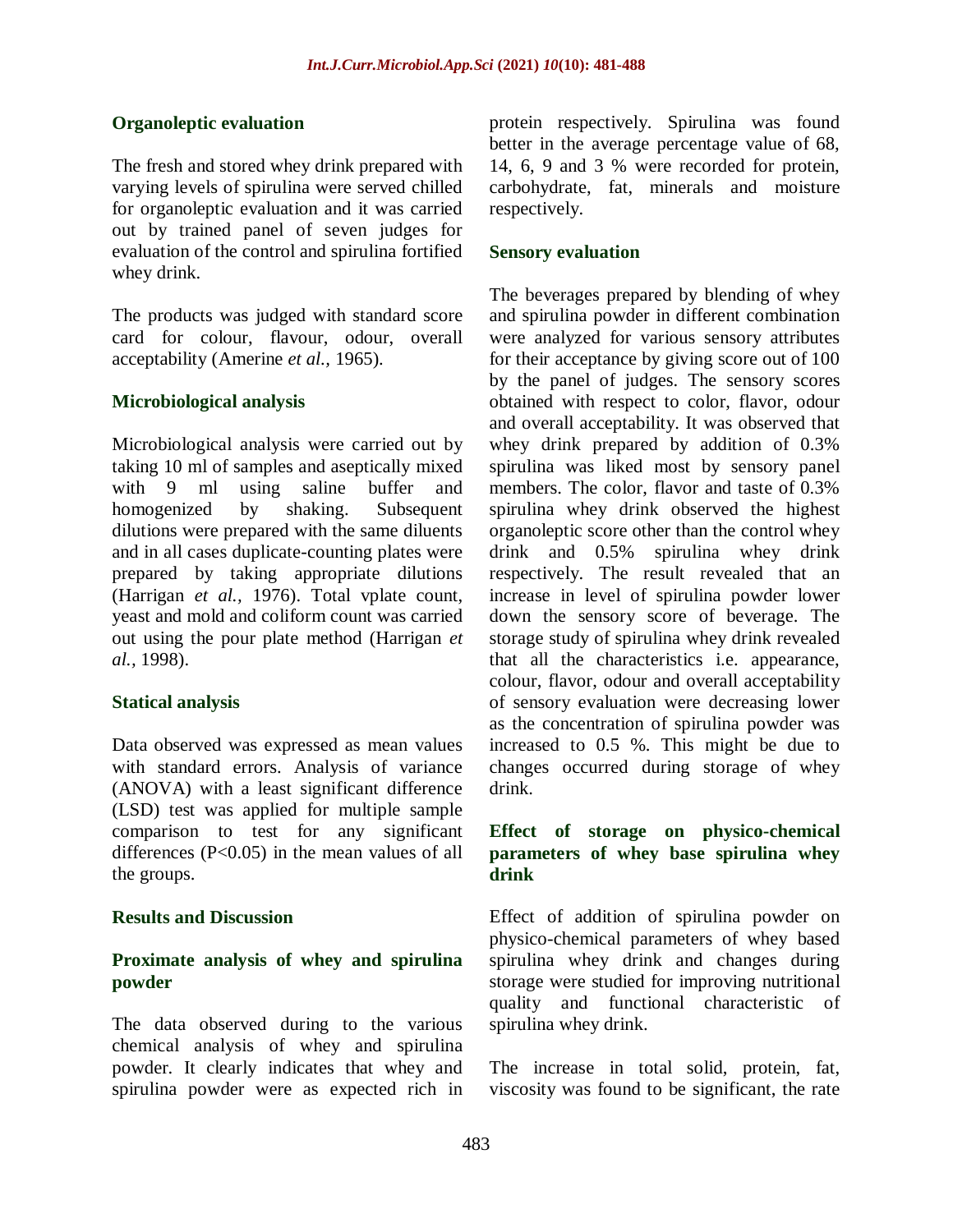### Organoleptic evaluation

The fresh and stored whey drink prepared with varying levels of spirulina were served chilled for organoleptic evaluation and it was carried out by trained panel of seven judges for evaluation of the control and spirulina fortified whey drink.

The products was judged with standard score card for colour, flavour, odour, overall acceptability (Amerine *et al.,* 1965).

### Microbiological analysis

Microbiological analysis were carried out by taking 10 ml of samples and aseptically mixed with 9 ml using saline buffer and homogenized by shaking. Subsequent dilutions were prepared with the same diluents and in all cases duplicate-counting plates were prepared by taking appropriate dilutions (Harrigan *et al.,* 1976). Total vplate count, yeast and mold and coliform count was carried out using the pour plate method (Harrigan *et al.,* 1998).

### Statical analysis

Data observed was expressed as mean values with standard errors. Analysis of variance (ANOVA) with a least significant difference (LSD) test was applied for multiple sample comparison to test for any significant differences ($P<0.05$) in the mean values of all the groups.

## Results and Discussion

### Proximate analysis of whey and spirulina powder

The data observed during to the various chemical analysis of whey and spirulina powder. It clearly indicates that whey and spirulina powder were as expected rich in protein respectively. Spirulina was found better in the average percentage value of 68, 14, 6, 9 and 3 % were recorded for protein, carbohydrate, fat, minerals and moisture respectively.

### Sensory evaluation

The beverages prepared by blending of whey and spirulina powder in different combination were analyzed for various sensory attributes for their acceptance by giving score out of 100 by the panel of judges. The sensory scores obtained with respect to color, flavor, odour and overall acceptability. It was observed that whey drink prepared by addition of 0.3% spirulina was liked most by sensory panel members. The color, flavor and taste of 0.3% spirulina whey drink observed the highest organoleptic score other than the control whey drink and 0.5% spirulina whey drink respectively. The result revealed that an increase in level of spirulina powder lower down the sensory score of beverage. The storage study of spirulina whey drink revealed that all the characteristics i.e. appearance, colour, flavor, odour and overall acceptability of sensory evaluation were decreasing lower as the concentration of spirulina powder was increased to 0.5 %. This might be due to changes occurred during storage of whey drink.

### Effect of storage on physico-chemical parameters of whey base spirulina whey drink

Effect of addition of spirulina powder on physico-chemical parameters of whey based spirulina whey drink and changes during storage were studied for improving nutritional quality and functional characteristic of spirulina whey drink.

The increase in total solid, protein, fat, viscosity was found to be significant, the rate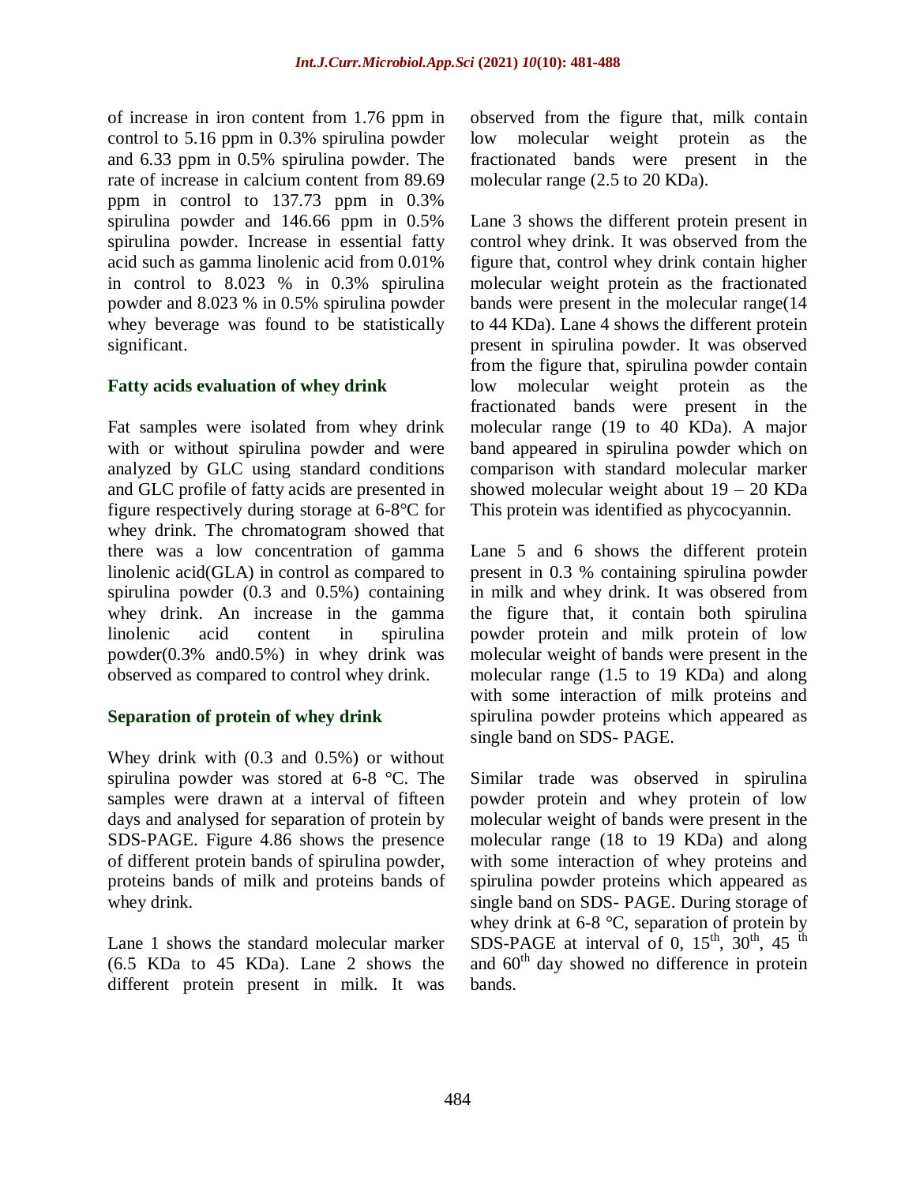of increase in iron content from 1.76 ppm in control to 5.16 ppm in 0.3% spirulina powder and 6.33 ppm in 0.5% spirulina powder. The rate of increase in calcium content from 89.69 ppm in control to 137.73 ppm in 0.3% spirulina powder and 146.66 ppm in 0.5% spirulina powder. Increase in essential fatty acid such as gamma linolenic acid from 0.01% in control to 8.023 % in 0.3% spirulina powder and 8.023 % in 0.5% spirulina powder whey beverage was found to be statistically significant.

### Fatty acids evaluation of whey drink

Fat samples were isolated from whey drink with or without spirulina powder and were analyzed by GLC using standard conditions and GLC profile of fatty acids are presented in figure respectively during storage at 6-8°C for whey drink. The chromatogram showed that there was a low concentration of gamma linolenic acid(GLA) in control as compared to spirulina powder (0.3 and 0.5%) containing whey drink. An increase in the gamma linolenic acid content in spirulina powder(0.3% and0.5%) in whey drink was observed as compared to control whey drink.

### Separation of protein of whey drink

Whey drink with (0.3 and 0.5%) or without spirulina powder was stored at 6-8 °C. The samples were drawn at a interval of fifteen days and analysed for separation of protein by SDS-PAGE. Figure 4.86 shows the presence of different protein bands of spirulina powder, proteins bands of milk and proteins bands of whey drink.

Lane 1 shows the standard molecular marker (6.5 KDa to 45 KDa). Lane 2 shows the different protein present in milk. It was observed from the figure that, milk contain low molecular weight protein as the fractionated bands were present in the molecular range (2.5 to 20 KDa).

Lane 3 shows the different protein present in control whey drink. It was observed from the figure that, control whey drink contain higher molecular weight protein as the fractionated bands were present in the molecular range(14 to 44 KDa). Lane 4 shows the different protein present in spirulina powder. It was observed from the figure that, spirulina powder contain low molecular weight protein as the fractionated bands were present in the molecular range (19 to 40 KDa). A major band appeared in spirulina powder which on comparison with standard molecular marker showed molecular weight about 19 – 20 KDa This protein was identified as phycocyannin.

Lane 5 and 6 shows the different protein present in 0.3 % containing spirulina powder in milk and whey drink. It was obsered from the figure that, it contain both spirulina powder protein and milk protein of low molecular weight of bands were present in the molecular range (1.5 to 19 KDa) and along with some interaction of milk proteins and spirulina powder proteins which appeared as single band on SDS- PAGE.

Similar trade was observed in spirulina powder protein and whey protein of low molecular weight of bands were present in the molecular range (18 to 19 KDa) and along with some interaction of whey proteins and spirulina powder proteins which appeared as single band on SDS- PAGE. During storage of whey drink at 6-8 °C, separation of protein by SDS-PAGE at interval of 0, 15$^{th}$, 30$^{th}$, 45$^{th}$ and 60$^{th}$ day showed no difference in protein bands.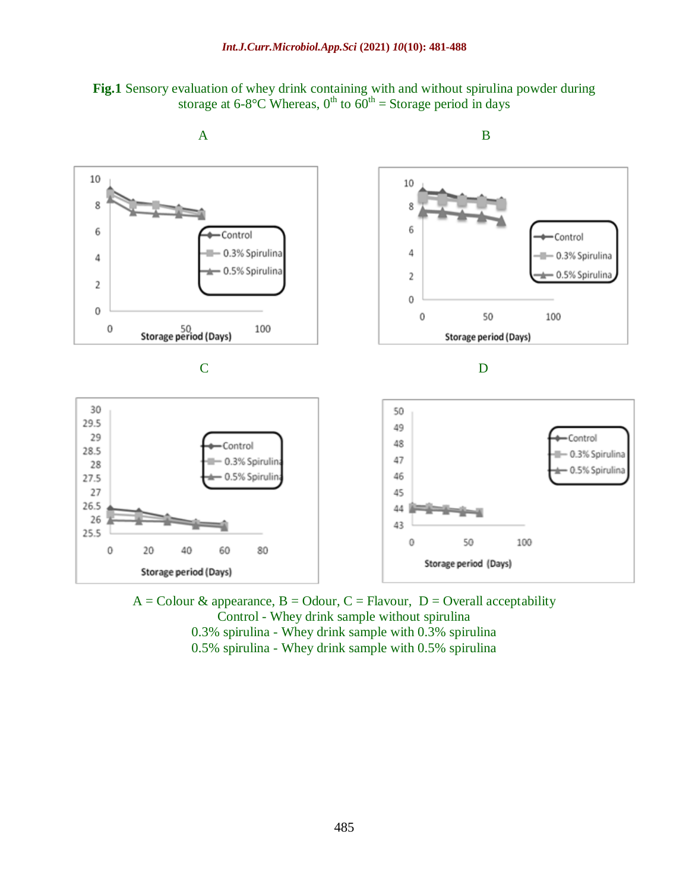**Fig.1** Sensory evaluation of whey drink containing with and without spirulina powder during storage at 6-8°C Whereas, $0^{th}$ to $60^{th}$ = Storage period in days

A = Colour & appearance, B = Odour, C = Flavour, D = Overall acceptability
Control - Whey drink sample without spirulina
0.3% spirulina - Whey drink sample with 0.3% spirulina
0.5% spirulina - Whey drink sample with 0.5% spirulina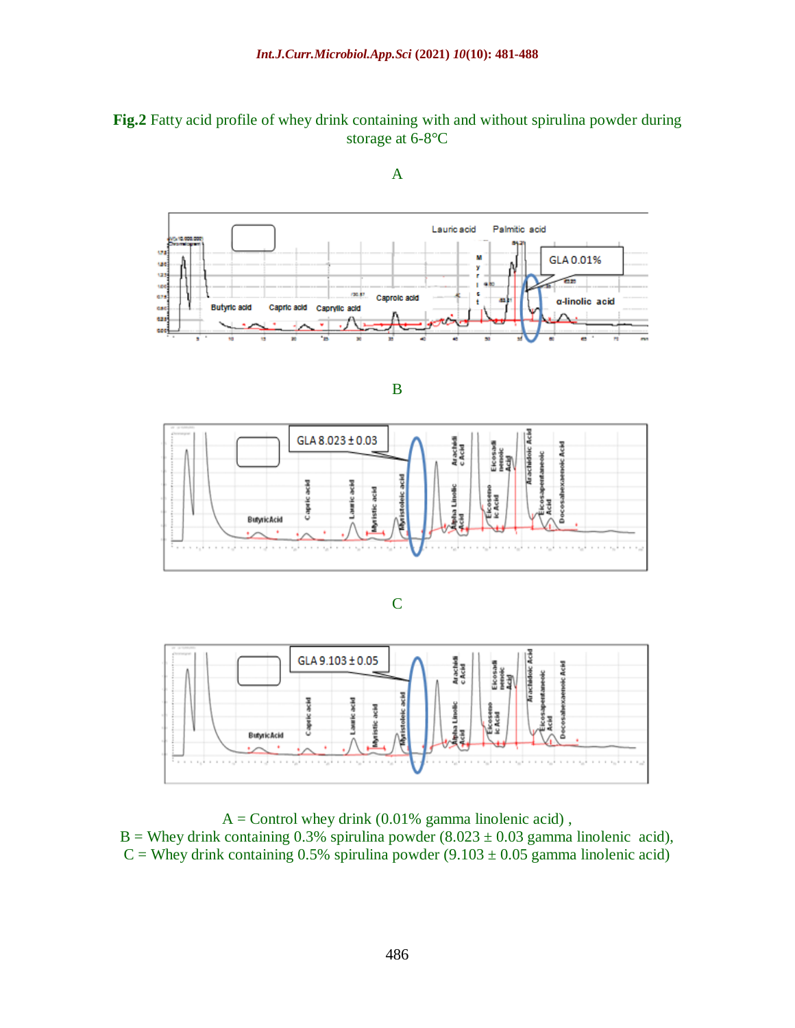**Fig.2** Fatty acid profile of whey drink containing with and without spirulina powder during storage at 6-8°C

A

B

C

A = Control whey drink (0.01% gamma linolenic acid) ,
B = Whey drink containing 0.3% spirulina powder (8.023 ± 0.03 gamma linolenic acid),
C = Whey drink containing 0.5% spirulina powder (9.103 ± 0.05 gamma linolenic acid)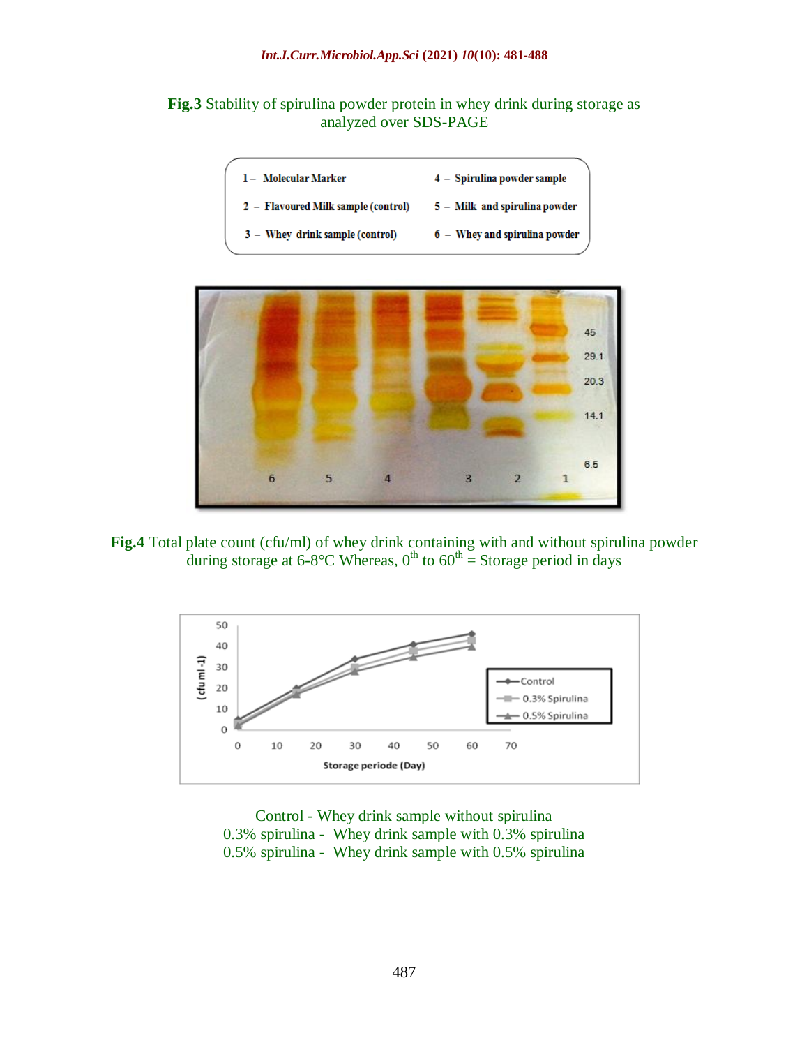**Fig.3** Stability of spirulina powder protein in whey drink during storage as analyzed over SDS-PAGE

| | |
|---|---|
| 1 – Molecular Marker | 4 – Spirulina powder sample |
| 2 – Flavoured Milk sample (control) | 5 – Milk and spirulina powder |
| 3 – Whey drink sample (control) | 6 – Whey and spirulina powder |

**Fig.4** Total plate count (cfu/ml) of whey drink containing with and without spirulina powder during storage at 6-8°C Whereas, $0^{th}$ to $60^{th}$ = Storage period in days

Control - Whey drink sample without spirulina
0.3% spirulina - Whey drink sample with 0.3% spirulina
0.5% spirulina - Whey drink sample with 0.5% spirulina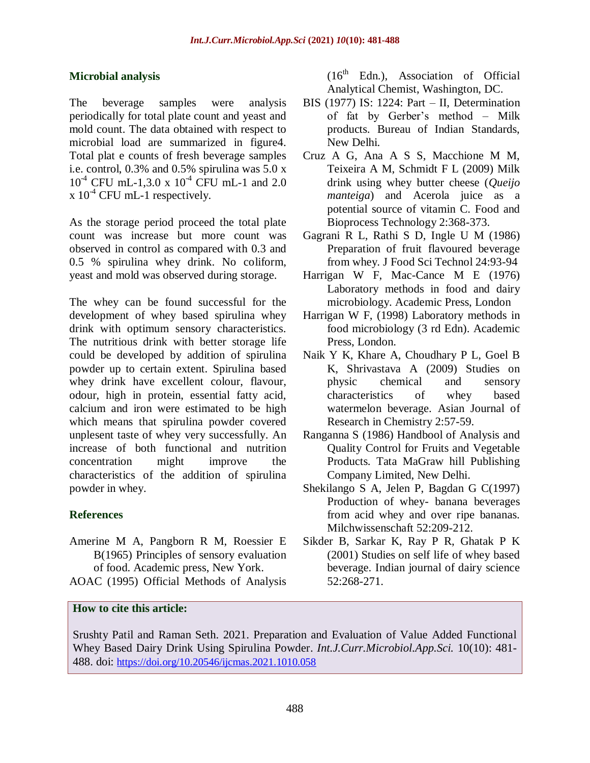## Microbial analysis

The beverage samples were analysis periodically for total plate count and yeast and mold count. The data obtained with respect to microbial load are summarized in figure4. Total plat e counts of fresh beverage samples i.e. control, 0.3% and 0.5% spirulina was 5.0 x $10^{-4}$ CFU mL-1,3.0 x $10^{-4}$ CFU mL-1 and 2.0 x $10^{-4}$ CFU mL-1 respectively.

As the storage period proceed the total plate count was increase but more count was observed in control as compared with 0.3 and 0.5 % spirulina whey drink. No coliform, yeast and mold was observed during storage.

The whey can be found successful for the development of whey based spirulina whey drink with optimum sensory characteristics. The nutritious drink with better storage life could be developed by addition of spirulina powder up to certain extent. Spirulina based whey drink have excellent colour, flavour, odour, high in protein, essential fatty acid, calcium and iron were estimated to be high which means that spirulina powder covered unplesent taste of whey very successfully. An increase of both functional and nutrition concentration might improve the characteristics of the addition of spirulina powder in whey.

## References

Amerine M A, Pangborn R M, Roessier E B(1965) Principles of sensory evaluation of food. Academic press, New York.

AOAC (1995) Official Methods of Analysis (16th Edn.), Association of Official Analytical Chemist, Washington, DC.

BIS (1977) IS: 1224: Part – II, Determination of fat by Gerber's method – Milk products. Bureau of Indian Standards, New Delhi.

Cruz A G, Ana A S S, Macchione M M, Teixeira A M, Schmidt F L (2009) Milk drink using whey butter cheese (*Queijo manteiga*) and Acerola juice as a potential source of vitamin C. Food and Bioprocess Technology 2:368-373.

Gagrani R L, Rathi S D, Ingle U M (1986) Preparation of fruit flavoured beverage from whey. J Food Sci Technol 24:93-94

Harrigan W F, Mac-Cance M E (1976) Laboratory methods in food and dairy microbiology. Academic Press, London

Harrigan W F, (1998) Laboratory methods in food microbiology (3 rd Edn). Academic Press, London.

Naik Y K, Khare A, Choudhary P L, Goel B K, Shrivastava A (2009) Studies on physic chemical and sensory characteristics of whey based watermelon beverage. Asian Journal of Research in Chemistry 2:57-59.

Ranganna S (1986) Handbool of Analysis and Quality Control for Fruits and Vegetable Products. Tata MaGraw hill Publishing Company Limited, New Delhi.

Shekilango S A, Jelen P, Bagdan G C(1997) Production of whey- banana beverages from acid whey and over ripe bananas. Milchwissenschaft 52:209-212.

Sikder B, Sarkar K, Ray P R, Ghatak P K (2001) Studies on self life of whey based beverage. Indian journal of dairy science 52:268-271.

**How to cite this article:**

Srushty Patil and Raman Seth. 2021. Preparation and Evaluation of Value Added Functional Whey Based Dairy Drink Using Spirulina Powder. *Int.J.Curr.Microbiol.App.Sci.* 10(10): 481-488. doi: https://doi.org/10.20546/ijcmas.2021.1010.058